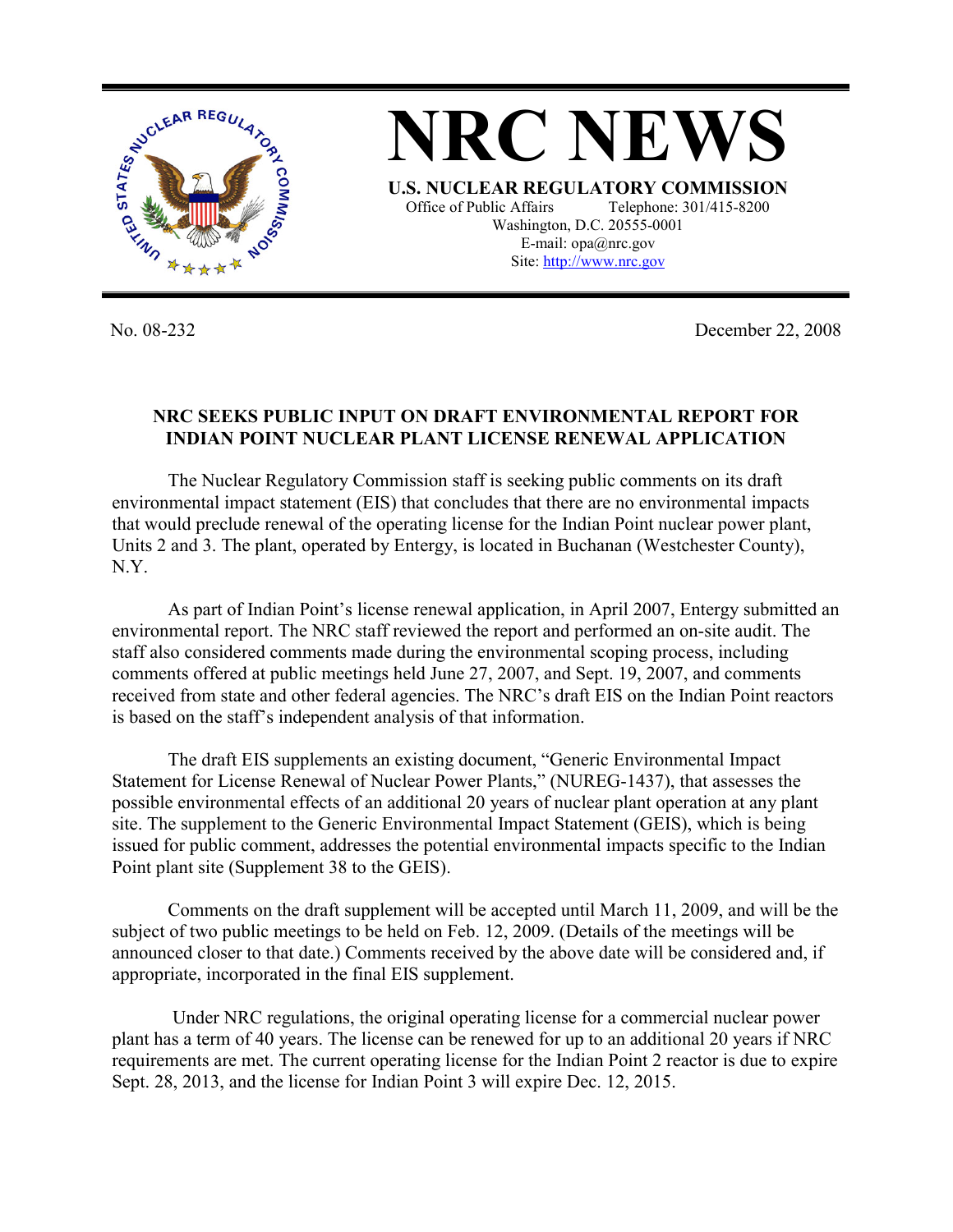# NRC NEWS

**U.S. NUCLEAR REGULATORY COMMISSION**

Office of Public Affairs Telephone: 301/415-8200
Washington, D.C. 20555-0001
E-mail: opa@nrc.gov
Site: http://www.nrc.gov

No. 08-232 December 22, 2008

## NRC SEEKS PUBLIC INPUT ON DRAFT ENVIRONMENTAL REPORT FOR INDIAN POINT NUCLEAR PLANT LICENSE RENEWAL APPLICATION

The Nuclear Regulatory Commission staff is seeking public comments on its draft environmental impact statement (EIS) that concludes that there are no environmental impacts that would preclude renewal of the operating license for the Indian Point nuclear power plant, Units 2 and 3. The plant, operated by Entergy, is located in Buchanan (Westchester County), N.Y.

As part of Indian Point's license renewal application, in April 2007, Entergy submitted an environmental report. The NRC staff reviewed the report and performed an on-site audit. The staff also considered comments made during the environmental scoping process, including comments offered at public meetings held June 27, 2007, and Sept. 19, 2007, and comments received from state and other federal agencies. The NRC's draft EIS on the Indian Point reactors is based on the staff's independent analysis of that information.

The draft EIS supplements an existing document, "Generic Environmental Impact Statement for License Renewal of Nuclear Power Plants," (NUREG-1437), that assesses the possible environmental effects of an additional 20 years of nuclear plant operation at any plant site. The supplement to the Generic Environmental Impact Statement (GEIS), which is being issued for public comment, addresses the potential environmental impacts specific to the Indian Point plant site (Supplement 38 to the GEIS).

Comments on the draft supplement will be accepted until March 11, 2009, and will be the subject of two public meetings to be held on Feb. 12, 2009. (Details of the meetings will be announced closer to that date.) Comments received by the above date will be considered and, if appropriate, incorporated in the final EIS supplement.

Under NRC regulations, the original operating license for a commercial nuclear power plant has a term of 40 years. The license can be renewed for up to an additional 20 years if NRC requirements are met. The current operating license for the Indian Point 2 reactor is due to expire Sept. 28, 2013, and the license for Indian Point 3 will expire Dec. 12, 2015.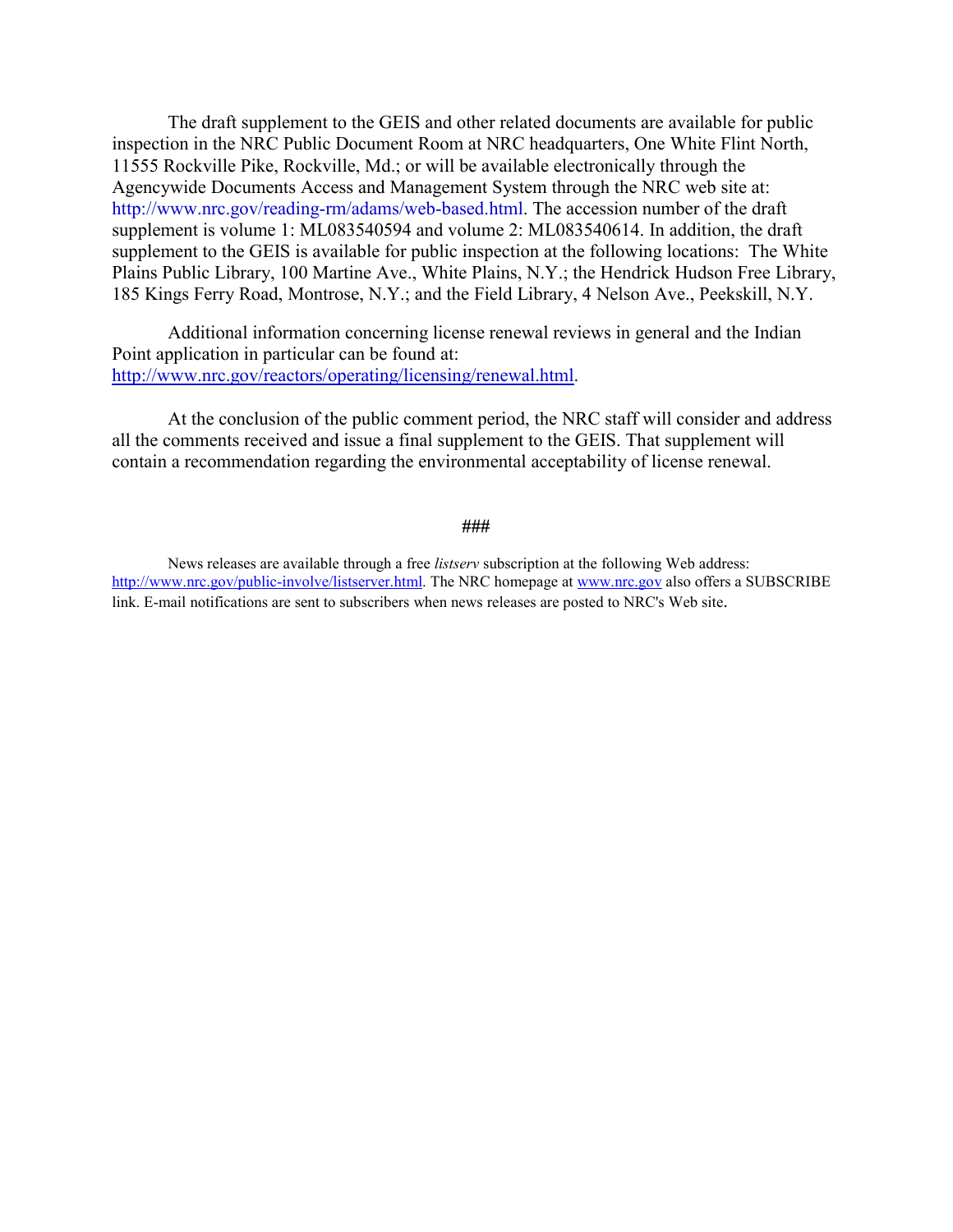The draft supplement to the GEIS and other related documents are available for public inspection in the NRC Public Document Room at NRC headquarters, One White Flint North, 11555 Rockville Pike, Rockville, Md.; or will be available electronically through the Agencywide Documents Access and Management System through the NRC web site at: http://www.nrc.gov/reading-rm/adams/web-based.html. The accession number of the draft supplement is volume 1: ML083540594 and volume 2: ML083540614. In addition, the draft supplement to the GEIS is available for public inspection at the following locations: The White Plains Public Library, 100 Martine Ave., White Plains, N.Y.; the Hendrick Hudson Free Library, 185 Kings Ferry Road, Montrose, N.Y.; and the Field Library, 4 Nelson Ave., Peekskill, N.Y.

Additional information concerning license renewal reviews in general and the Indian Point application in particular can be found at: http://www.nrc.gov/reactors/operating/licensing/renewal.html.

At the conclusion of the public comment period, the NRC staff will consider and address all the comments received and issue a final supplement to the GEIS. That supplement will contain a recommendation regarding the environmental acceptability of license renewal.

###

News releases are available through a free *listserv* subscription at the following Web address: http://www.nrc.gov/public-involve/listserver.html. The NRC homepage at www.nrc.gov also offers a SUBSCRIBE link. E-mail notifications are sent to subscribers when news releases are posted to NRC's Web site.